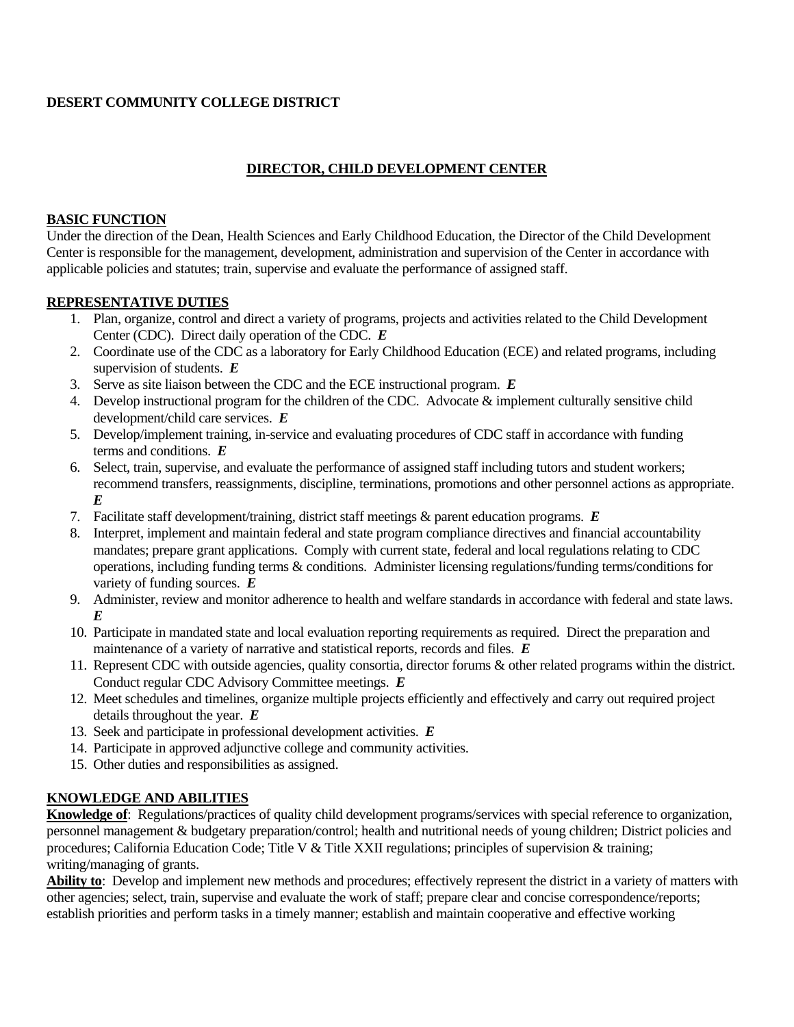**DESERT COMMUNITY COLLEGE DISTRICT**

# DIRECTOR, CHILD DEVELOPMENT CENTER

## BASIC FUNCTION

Under the direction of the Dean, Health Sciences and Early Childhood Education, the Director of the Child Development Center is responsible for the management, development, administration and supervision of the Center in accordance with applicable policies and statutes; train, supervise and evaluate the performance of assigned staff.

## REPRESENTATIVE DUTIES

1. Plan, organize, control and direct a variety of programs, projects and activities related to the Child Development Center (CDC). Direct daily operation of the CDC. ***E***
2. Coordinate use of the CDC as a laboratory for Early Childhood Education (ECE) and related programs, including supervision of students. ***E***
3. Serve as site liaison between the CDC and the ECE instructional program. ***E***
4. Develop instructional program for the children of the CDC. Advocate & implement culturally sensitive child development/child care services. ***E***
5. Develop/implement training, in-service and evaluating procedures of CDC staff in accordance with funding terms and conditions. ***E***
6. Select, train, supervise, and evaluate the performance of assigned staff including tutors and student workers; recommend transfers, reassignments, discipline, terminations, promotions and other personnel actions as appropriate. ***E***
7. Facilitate staff development/training, district staff meetings & parent education programs. ***E***
8. Interpret, implement and maintain federal and state program compliance directives and financial accountability mandates; prepare grant applications. Comply with current state, federal and local regulations relating to CDC operations, including funding terms & conditions. Administer licensing regulations/funding terms/conditions for variety of funding sources. ***E***
9. Administer, review and monitor adherence to health and welfare standards in accordance with federal and state laws. ***E***
10. Participate in mandated state and local evaluation reporting requirements as required. Direct the preparation and maintenance of a variety of narrative and statistical reports, records and files. ***E***
11. Represent CDC with outside agencies, quality consortia, director forums & other related programs within the district. Conduct regular CDC Advisory Committee meetings. ***E***
12. Meet schedules and timelines, organize multiple projects efficiently and effectively and carry out required project details throughout the year. ***E***
13. Seek and participate in professional development activities. ***E***
14. Participate in approved adjunctive college and community activities.
15. Other duties and responsibilities as assigned.

## KNOWLEDGE AND ABILITIES

**Knowledge of**: Regulations/practices of quality child development programs/services with special reference to organization, personnel management & budgetary preparation/control; health and nutritional needs of young children; District policies and procedures; California Education Code; Title V & Title XXII regulations; principles of supervision & training; writing/managing of grants.

**Ability to**: Develop and implement new methods and procedures; effectively represent the district in a variety of matters with other agencies; select, train, supervise and evaluate the work of staff; prepare clear and concise correspondence/reports; establish priorities and perform tasks in a timely manner; establish and maintain cooperative and effective working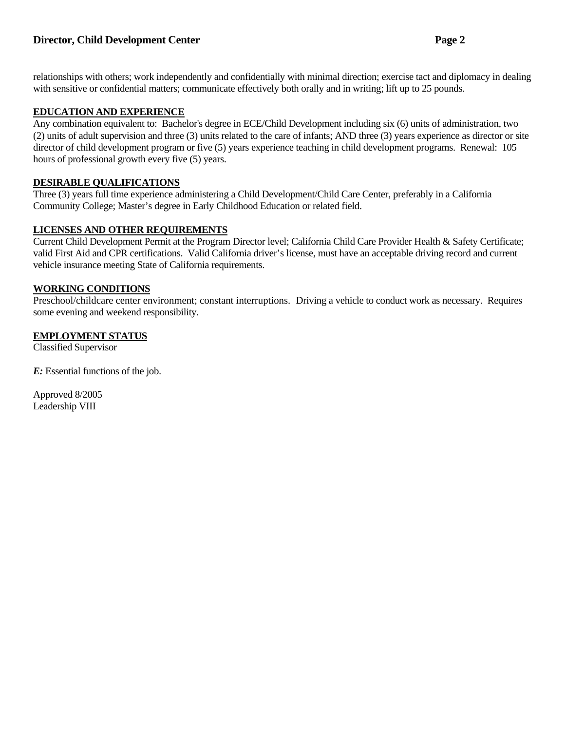relationships with others; work independently and confidentially with minimal direction; exercise tact and diplomacy in dealing with sensitive or confidential matters; communicate effectively both orally and in writing; lift up to 25 pounds.

## EDUCATION AND EXPERIENCE

Any combination equivalent to: Bachelor's degree in ECE/Child Development including six (6) units of administration, two (2) units of adult supervision and three (3) units related to the care of infants; AND three (3) years experience as director or site director of child development program or five (5) years experience teaching in child development programs. Renewal: 105 hours of professional growth every five (5) years.

## DESIRABLE QUALIFICATIONS

Three (3) years full time experience administering a Child Development/Child Care Center, preferably in a California Community College; Master's degree in Early Childhood Education or related field.

## LICENSES AND OTHER REQUIREMENTS

Current Child Development Permit at the Program Director level; California Child Care Provider Health & Safety Certificate; valid First Aid and CPR certifications. Valid California driver's license, must have an acceptable driving record and current vehicle insurance meeting State of California requirements.

## WORKING CONDITIONS

Preschool/childcare center environment; constant interruptions. Driving a vehicle to conduct work as necessary. Requires some evening and weekend responsibility.

## EMPLOYMENT STATUS

Classified Supervisor

***E:*** Essential functions of the job.

Approved 8/2005
Leadership VIII